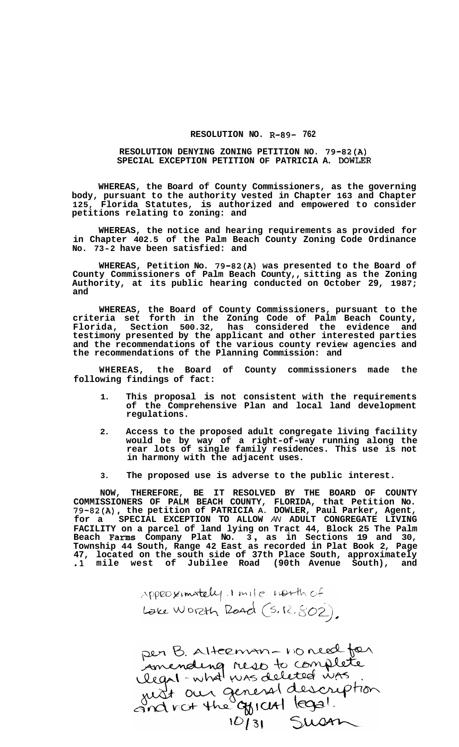**RESOLUTION NO. R-89- 762**

**RESOLUTION DENYING ZONING PETITION NO. 79-82(A)**
**SPECIAL EXCEPTION PETITION OF PATRICIA A. DOWLER**

**WHEREAS, the Board of County Commissioners, as the governing body, pursuant to the authority vested in Chapter 163 and Chapter 125, Florida Statutes, is authorized and empowered to consider petitions relating to zoning: and**

**WHEREAS, the notice and hearing requirements as provided for in Chapter 402.5 of the Palm Beach County Zoning Code Ordinance No. 73-2 have been satisfied: and**

**WHEREAS, Petition No. 79-82(A) was presented to the Board of County Commissioners of Palm Beach County,, sitting as the Zoning Authority, at its public hearing conducted on October 29, 1987; and**

**WHEREAS, the Board of County Commissioners, pursuant to the criteria set forth in the Zoning Code of Palm Beach County, Florida, Section 500.32, has considered the evidence and testimony presented by the applicant and other interested parties and the recommendations of the various county review agencies and the recommendations of the Planning Commission: and**

**WHEREAS, the Board of County commissioners made the following findings of fact:**

1. **This proposal is not consistent with the requirements of the Comprehensive Plan and local land development regulations.**
2. **Access to the proposed adult congregate living facility would be by way of a right-of-way running along the rear lots of single family residences. This use is not in harmony with the adjacent uses.**
3. **The proposed use is adverse to the public interest.**

**NOW, THEREFORE, BE IT RESOLVED BY THE BOARD OF COUNTY COMMISSIONERS OF PALM BEACH COUNTY, FLORIDA, that Petition No. 79-82(A), the petition of PATRICIA A. DOWLER, Paul Parker, Agent, for a SPECIAL EXCEPTION TO ALLOW AN ADULT CONGREGATE LIVING FACILITY on a parcel of land lying on Tract 44, Block 25 The Palm Beach Farms Company Plat No. 3, as in Sections 19 and 30, Township 44 South, Range 42 East as recorded in Plat Book 2, Page 47, located on the south side of 37th Place South, approximately .1 mile west of Jubilee Road (90th Avenue South), and**

approximately .1 mile north of Lake Worth Road (S.R. 802).

per B. Alterman - no need for amending reso to complete legal - what was deleted was just our general description and not the official legal.
10/31 Susan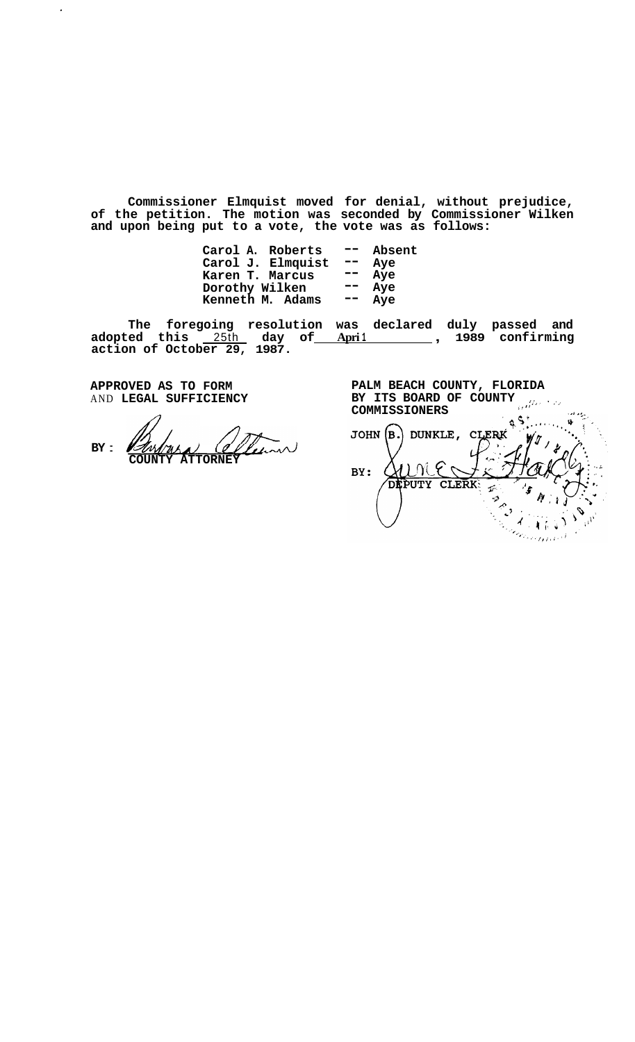Commissioner Elmquist moved for denial, without prejudice, of the petition. The motion was seconded by Commissioner Wilken and upon being put to a vote, the vote was as follows:

| | | |
|---|---|---|
| Carol A. Roberts | -- | Absent |
| Carol J. Elmquist | -- | Aye |
| Karen T. Marcus | -- | Aye |
| Dorothy Wilken | -- | Aye |
| Kenneth M. Adams | -- | Aye |

The foregoing resolution was declared duly passed and adopted this 25th day of April, 1989 confirming action of October 29, 1987.

APPROVED AS TO FORM AND LEGAL SUFFICIENCY

BY: COUNTY ATTORNEY

PALM BEACH COUNTY, FLORIDA BY ITS BOARD OF COUNTY COMMISSIONERS

JOHN B. DUNKLE, CLERK

BY: DEPUTY CLERK